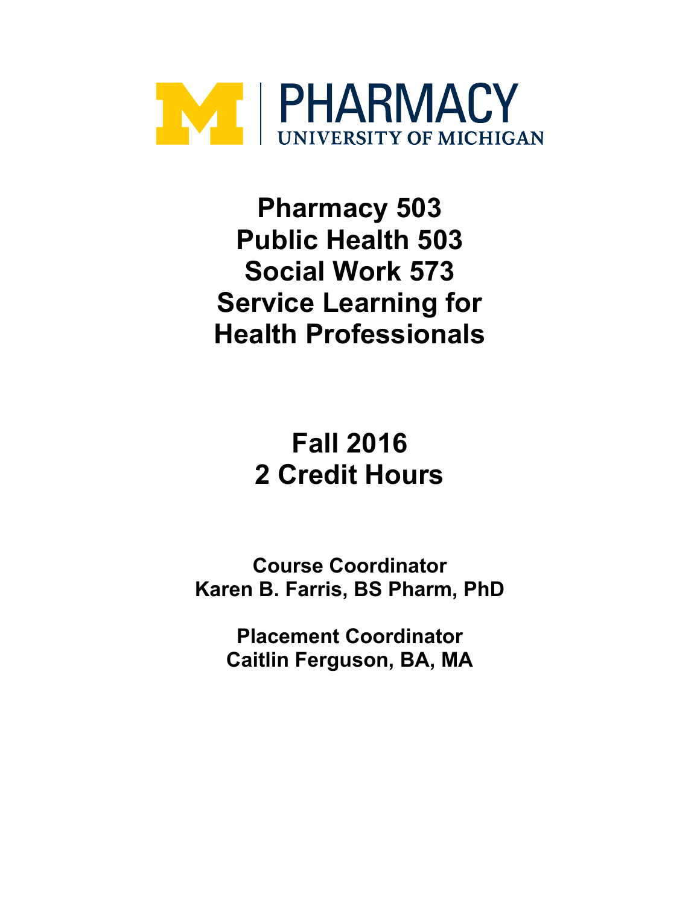PHARMACY
UNIVERSITY OF MICHIGAN

# Pharmacy 503
# Public Health 503
# Social Work 573
# Service Learning for Health Professionals

## Fall 2016
## 2 Credit Hours

**Course Coordinator**
**Karen B. Farris, BS Pharm, PhD**

**Placement Coordinator**
**Caitlin Ferguson, BA, MA**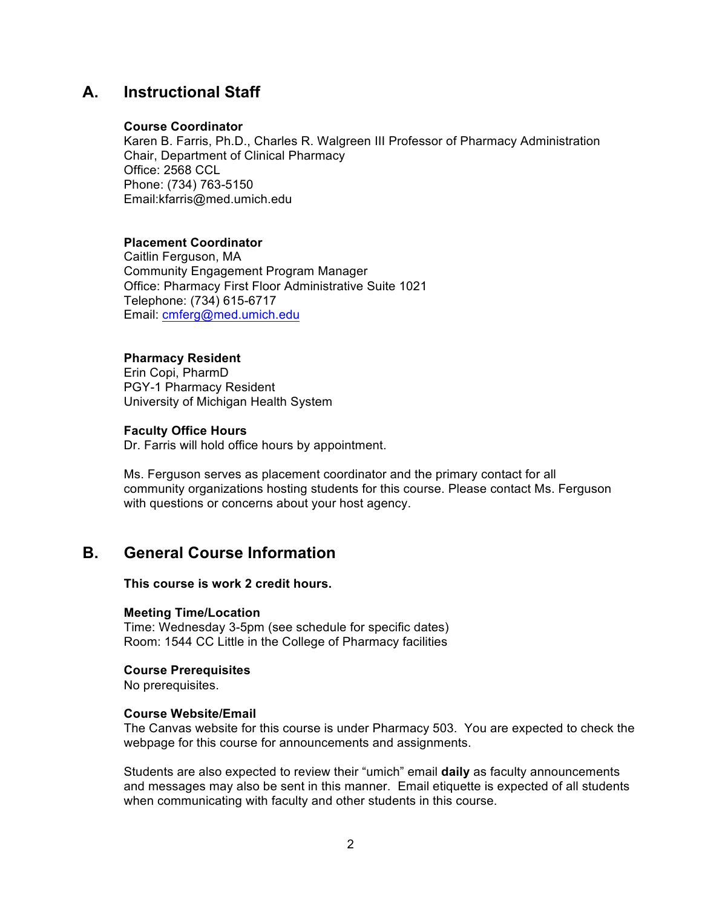## A. Instructional Staff

**Course Coordinator**
Karen B. Farris, Ph.D., Charles R. Walgreen III Professor of Pharmacy Administration
Chair, Department of Clinical Pharmacy
Office: 2568 CCL
Phone: (734) 763-5150
Email:kfarris@med.umich.edu

**Placement Coordinator**
Caitlin Ferguson, MA
Community Engagement Program Manager
Office: Pharmacy First Floor Administrative Suite 1021
Telephone: (734) 615-6717
Email: cmferg@med.umich.edu

**Pharmacy Resident**
Erin Copi, PharmD
PGY-1 Pharmacy Resident
University of Michigan Health System

**Faculty Office Hours**
Dr. Farris will hold office hours by appointment.

Ms. Ferguson serves as placement coordinator and the primary contact for all community organizations hosting students for this course. Please contact Ms. Ferguson with questions or concerns about your host agency.

## B. General Course Information

**This course is work 2 credit hours.**

**Meeting Time/Location**
Time: Wednesday 3-5pm (see schedule for specific dates)
Room: 1544 CC Little in the College of Pharmacy facilities

**Course Prerequisites**
No prerequisites.

**Course Website/Email**
The Canvas website for this course is under Pharmacy 503. You are expected to check the webpage for this course for announcements and assignments.

Students are also expected to review their "umich" email **daily** as faculty announcements and messages may also be sent in this manner. Email etiquette is expected of all students when communicating with faculty and other students in this course.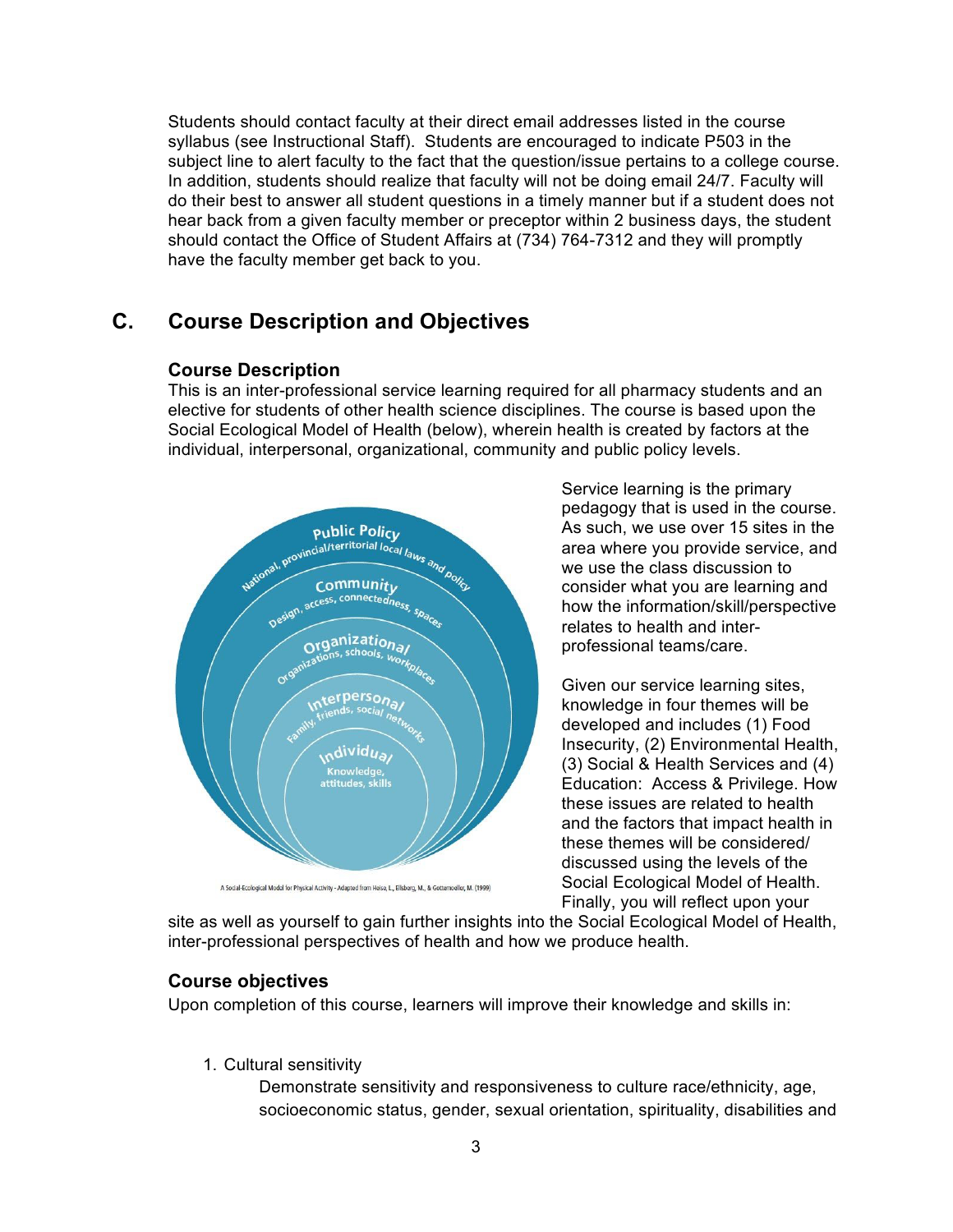Students should contact faculty at their direct email addresses listed in the course syllabus (see Instructional Staff). Students are encouraged to indicate P503 in the subject line to alert faculty to the fact that the question/issue pertains to a college course. In addition, students should realize that faculty will not be doing email 24/7. Faculty will do their best to answer all student questions in a timely manner but if a student does not hear back from a given faculty member or preceptor within 2 business days, the student should contact the Office of Student Affairs at (734) 764-7312 and they will promptly have the faculty member get back to you.

## C. Course Description and Objectives

### Course Description

This is an inter-professional service learning required for all pharmacy students and an elective for students of other health science disciplines. The course is based upon the Social Ecological Model of Health (below), wherein health is created by factors at the individual, interpersonal, organizational, community and public policy levels.

Public Policy
National, provincial/territorial local laws and policy
Community
Design, access, connectedness, spaces
Organizational
Organizations, schools, workplaces
Interpersonal
Family, friends, social networks
Individual
Knowledge, attitudes, skills

A Social-Ecological Model for Physical Activity - Adapted from Heiso, L., Ellsberg, M., & Gottemoeller, M. (1999)

Service learning is the primary pedagogy that is used in the course. As such, we use over 15 sites in the area where you provide service, and we use the class discussion to consider what you are learning and how the information/skill/perspective relates to health and inter-professional teams/care.

Given our service learning sites, knowledge in four themes will be developed and includes (1) Food Insecurity, (2) Environmental Health, (3) Social & Health Services and (4) Education: Access & Privilege. How these issues are related to health and the factors that impact health in these themes will be considered/ discussed using the levels of the Social Ecological Model of Health. Finally, you will reflect upon your site as well as yourself to gain further insights into the Social Ecological Model of Health, inter-professional perspectives of health and how we produce health.

### Course objectives

Upon completion of this course, learners will improve their knowledge and skills in:

1. Cultural sensitivity
   
   Demonstrate sensitivity and responsiveness to culture race/ethnicity, age, socioeconomic status, gender, sexual orientation, spirituality, disabilities and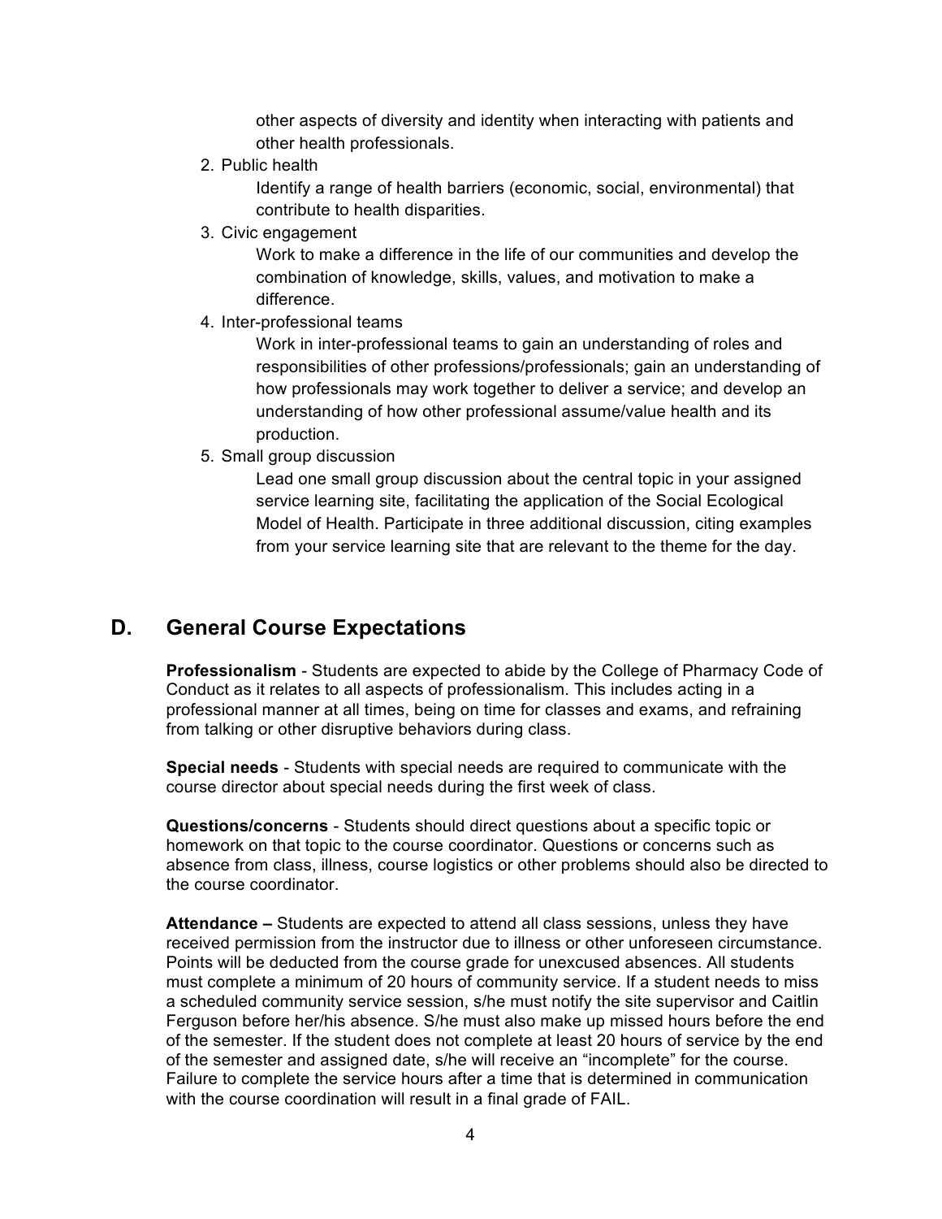other aspects of diversity and identity when interacting with patients and other health professionals.

2. Public health

   Identify a range of health barriers (economic, social, environmental) that contribute to health disparities.

3. Civic engagement

   Work to make a difference in the life of our communities and develop the combination of knowledge, skills, values, and motivation to make a difference.

4. Inter-professional teams

   Work in inter-professional teams to gain an understanding of roles and responsibilities of other professions/professionals; gain an understanding of how professionals may work together to deliver a service; and develop an understanding of how other professional assume/value health and its production.

5. Small group discussion

   Lead one small group discussion about the central topic in your assigned service learning site, facilitating the application of the Social Ecological Model of Health. Participate in three additional discussion, citing examples from your service learning site that are relevant to the theme for the day.

## D. General Course Expectations

**Professionalism** - Students are expected to abide by the College of Pharmacy Code of Conduct as it relates to all aspects of professionalism. This includes acting in a professional manner at all times, being on time for classes and exams, and refraining from talking or other disruptive behaviors during class.

**Special needs** - Students with special needs are required to communicate with the course director about special needs during the first week of class.

**Questions/concerns** - Students should direct questions about a specific topic or homework on that topic to the course coordinator. Questions or concerns such as absence from class, illness, course logistics or other problems should also be directed to the course coordinator.

**Attendance –** Students are expected to attend all class sessions, unless they have received permission from the instructor due to illness or other unforeseen circumstance. Points will be deducted from the course grade for unexcused absences. All students must complete a minimum of 20 hours of community service. If a student needs to miss a scheduled community service session, s/he must notify the site supervisor and Caitlin Ferguson before her/his absence. S/he must also make up missed hours before the end of the semester. If the student does not complete at least 20 hours of service by the end of the semester and assigned date, s/he will receive an "incomplete" for the course. Failure to complete the service hours after a time that is determined in communication with the course coordination will result in a final grade of FAIL.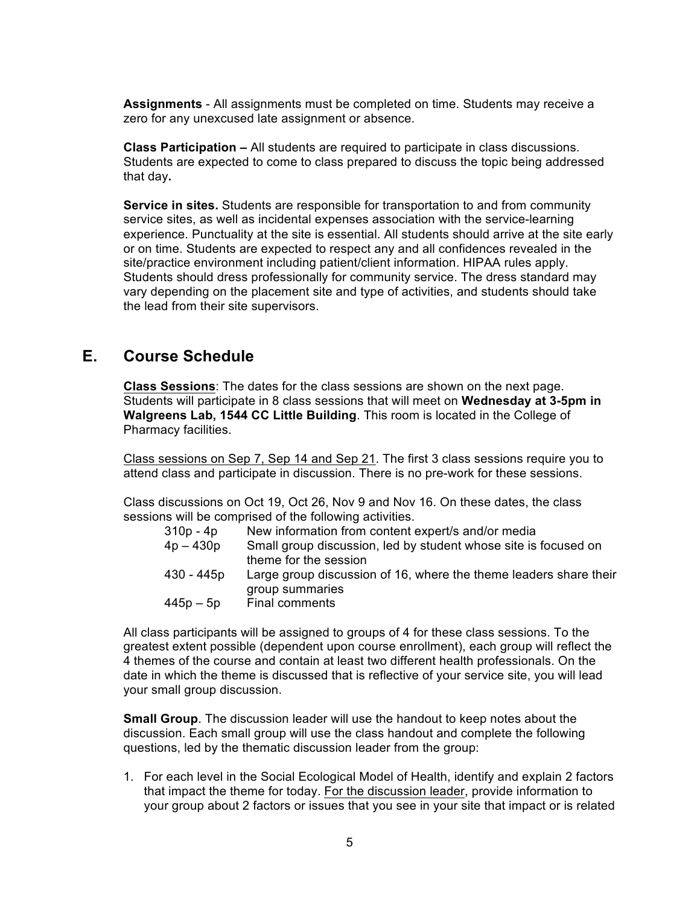**Assignments** - All assignments must be completed on time. Students may receive a zero for any unexcused late assignment or absence.

**Class Participation –** All students are required to participate in class discussions. Students are expected to come to class prepared to discuss the topic being addressed that day**.**

**Service in sites.** Students are responsible for transportation to and from community service sites, as well as incidental expenses association with the service-learning experience. Punctuality at the site is essential. All students should arrive at the site early or on time. Students are expected to respect any and all confidences revealed in the site/practice environment including patient/client information. HIPAA rules apply. Students should dress professionally for community service. The dress standard may vary depending on the placement site and type of activities, and students should take the lead from their site supervisors.

## E. Course Schedule

**Class Sessions**: The dates for the class sessions are shown on the next page. Students will participate in 8 class sessions that will meet on **Wednesday at 3-5pm in Walgreens Lab, 1544 CC Little Building**. This room is located in the College of Pharmacy facilities.

Class sessions on Sep 7, Sep 14 and Sep 21. The first 3 class sessions require you to attend class and participate in discussion. There is no pre-work for these sessions.

Class discussions on Oct 19, Oct 26, Nov 9 and Nov 16. On these dates, the class sessions will be comprised of the following activities.

| | |
|---|---|
| 310p - 4p | New information from content expert/s and/or media |
| 4p – 430p | Small group discussion, led by student whose site is focused on theme for the session |
| 430 - 445p | Large group discussion of 16, where the theme leaders share their group summaries |
| 445p – 5p | Final comments |

All class participants will be assigned to groups of 4 for these class sessions. To the greatest extent possible (dependent upon course enrollment), each group will reflect the 4 themes of the course and contain at least two different health professionals. On the date in which the theme is discussed that is reflective of your service site, you will lead your small group discussion.

**Small Group**. The discussion leader will use the handout to keep notes about the discussion. Each small group will use the class handout and complete the following questions, led by the thematic discussion leader from the group:

1. For each level in the Social Ecological Model of Health, identify and explain 2 factors that impact the theme for today. For the discussion leader, provide information to your group about 2 factors or issues that you see in your site that impact or is related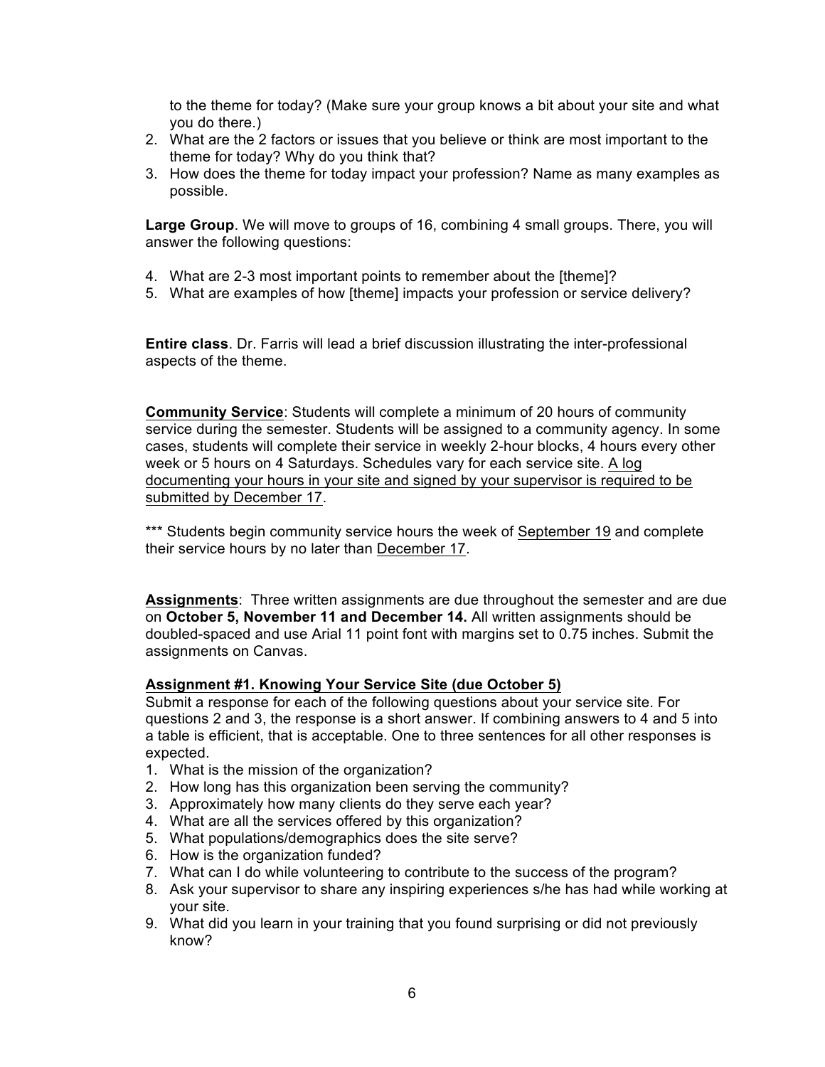to the theme for today? (Make sure your group knows a bit about your site and what you do there.)

2. What are the 2 factors or issues that you believe or think are most important to the theme for today? Why do you think that?
3. How does the theme for today impact your profession? Name as many examples as possible.

**Large Group**. We will move to groups of 16, combining 4 small groups. There, you will answer the following questions:

4. What are 2-3 most important points to remember about the [theme]?
5. What are examples of how [theme] impacts your profession or service delivery?

**Entire class**. Dr. Farris will lead a brief discussion illustrating the inter-professional aspects of the theme.

**<u>Community Service</u>**: Students will complete a minimum of 20 hours of community service during the semester. Students will be assigned to a community agency. In some cases, students will complete their service in weekly 2-hour blocks, 4 hours every other week or 5 hours on 4 Saturdays. Schedules vary for each service site. <u>A log documenting your hours in your site and signed by your supervisor is required to be submitted by December 17</u>.

*** Students begin community service hours the week of <u>September 19</u> and complete their service hours by no later than <u>December 17</u>.

**<u>Assignments</u>**: Three written assignments are due throughout the semester and are due on **October 5, November 11 and December 14.** All written assignments should be doubled-spaced and use Arial 11 point font with margins set to 0.75 inches. Submit the assignments on Canvas.

**<u>Assignment #1. Knowing Your Service Site (due October 5)</u>**

Submit a response for each of the following questions about your service site. For questions 2 and 3, the response is a short answer. If combining answers to 4 and 5 into a table is efficient, that is acceptable. One to three sentences for all other responses is expected.

1. What is the mission of the organization?
2. How long has this organization been serving the community?
3. Approximately how many clients do they serve each year?
4. What are all the services offered by this organization?
5. What populations/demographics does the site serve?
6. How is the organization funded?
7. What can I do while volunteering to contribute to the success of the program?
8. Ask your supervisor to share any inspiring experiences s/he has had while working at your site.
9. What did you learn in your training that you found surprising or did not previously know?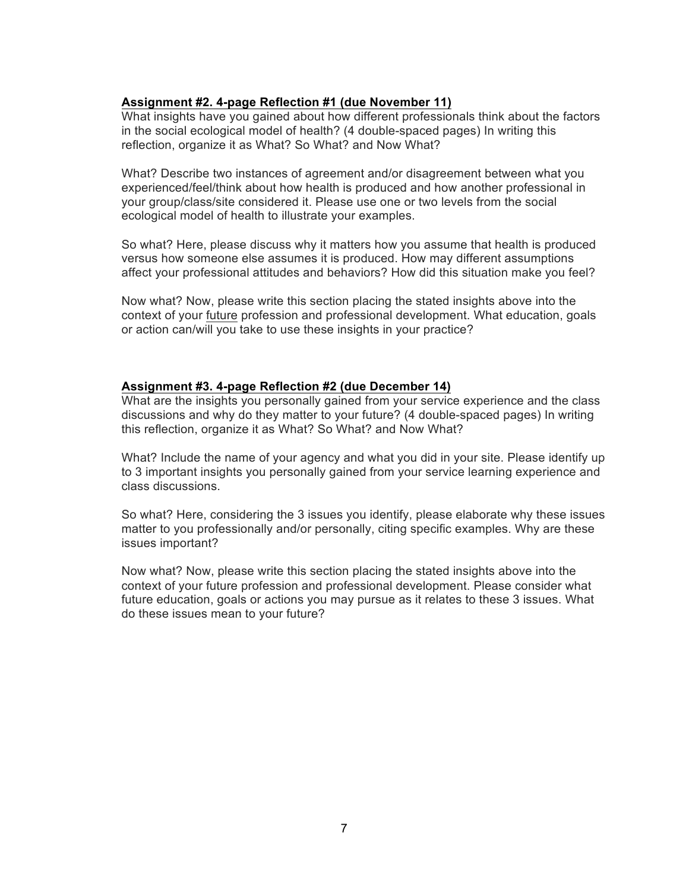## <u>**Assignment #2. 4-page Reflection #1 (due November 11)**</u>

What insights have you gained about how different professionals think about the factors in the social ecological model of health? (4 double-spaced pages) In writing this reflection, organize it as What? So What? and Now What?

What? Describe two instances of agreement and/or disagreement between what you experienced/feel/think about how health is produced and how another professional in your group/class/site considered it. Please use one or two levels from the social ecological model of health to illustrate your examples.

So what? Here, please discuss why it matters how you assume that health is produced versus how someone else assumes it is produced. How may different assumptions affect your professional attitudes and behaviors? How did this situation make you feel?

Now what? Now, please write this section placing the stated insights above into the context of your <u>future</u> profession and professional development. What education, goals or action can/will you take to use these insights in your practice?

## <u>**Assignment #3. 4-page Reflection #2 (due December 14)**</u>

What are the insights you personally gained from your service experience and the class discussions and why do they matter to your future? (4 double-spaced pages) In writing this reflection, organize it as What? So What? and Now What?

What? Include the name of your agency and what you did in your site. Please identify up to 3 important insights you personally gained from your service learning experience and class discussions.

So what? Here, considering the 3 issues you identify, please elaborate why these issues matter to you professionally and/or personally, citing specific examples. Why are these issues important?

Now what? Now, please write this section placing the stated insights above into the context of your future profession and professional development. Please consider what future education, goals or actions you may pursue as it relates to these 3 issues. What do these issues mean to your future?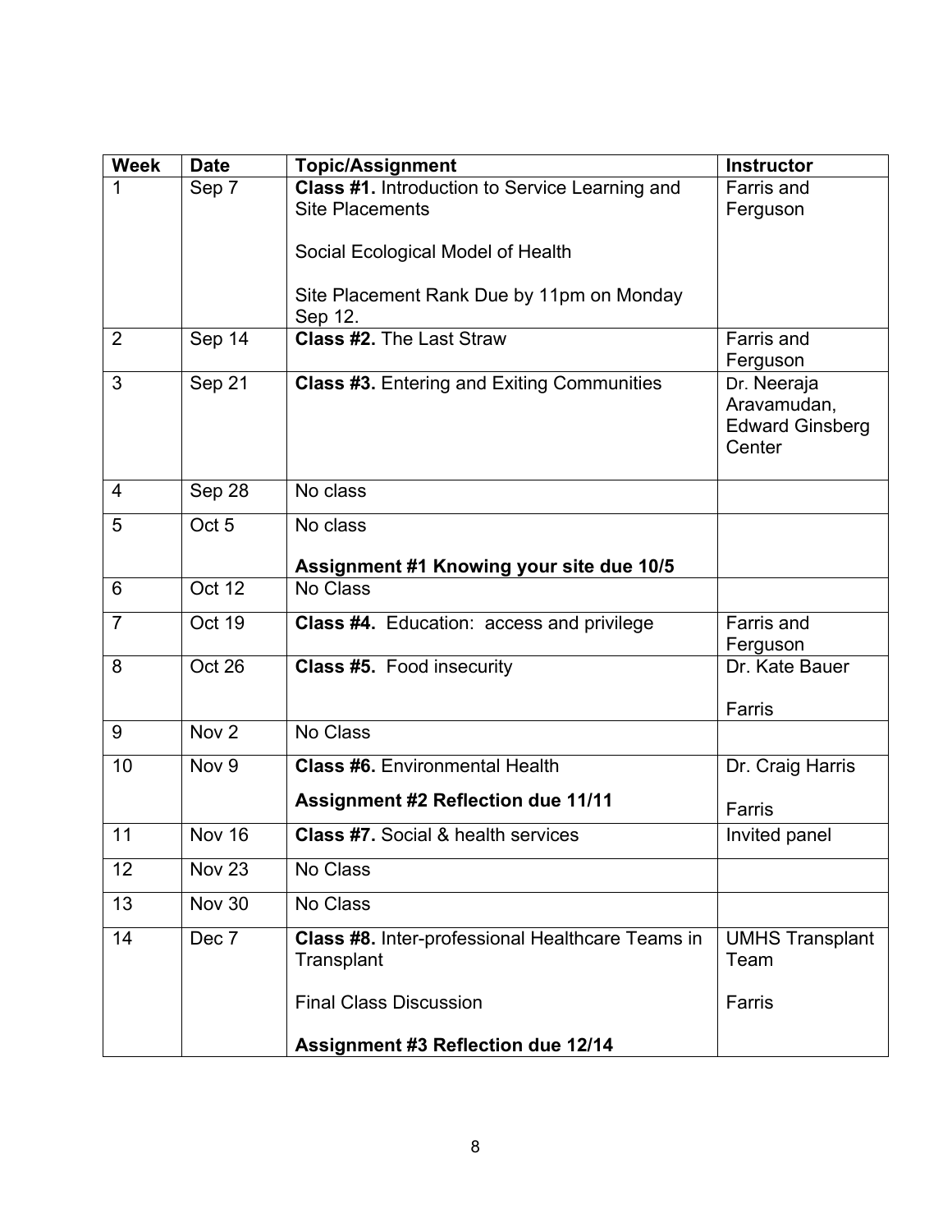| Week | Date | Topic/Assignment | Instructor |
|---|---|---|---|
| 1 | Sep 7 | **Class #1.** Introduction to Service Learning and Site Placements<br><br>Social Ecological Model of Health<br><br>Site Placement Rank Due by 11pm on Monday Sep 12. | Farris and Ferguson |
| 2 | Sep 14 | **Class #2.** The Last Straw | Farris and Ferguson |
| 3 | Sep 21 | **Class #3.** Entering and Exiting Communities | Dr. Neeraja Aravamudan, Edward Ginsberg Center |
| 4 | Sep 28 | No class | |
| 5 | Oct 5 | No class<br><br>**Assignment #1 Knowing your site due 10/5** | |
| 6 | Oct 12 | No Class | |
| 7 | Oct 19 | **Class #4.** Education: access and privilege | Farris and Ferguson |
| 8 | Oct 26 | **Class #5.** Food insecurity | Dr. Kate Bauer<br><br>Farris |
| 9 | Nov 2 | No Class | |
| 10 | Nov 9 | **Class #6.** Environmental Health<br><br>**Assignment #2 Reflection due 11/11** | Dr. Craig Harris<br><br>Farris |
| 11 | Nov 16 | **Class #7.** Social & health services | Invited panel |
| 12 | Nov 23 | No Class | |
| 13 | Nov 30 | No Class | |
| 14 | Dec 7 | **Class #8.** Inter-professional Healthcare Teams in Transplant<br><br>Final Class Discussion<br><br>**Assignment #3 Reflection due 12/14** | UMHS Transplant Team<br><br>Farris |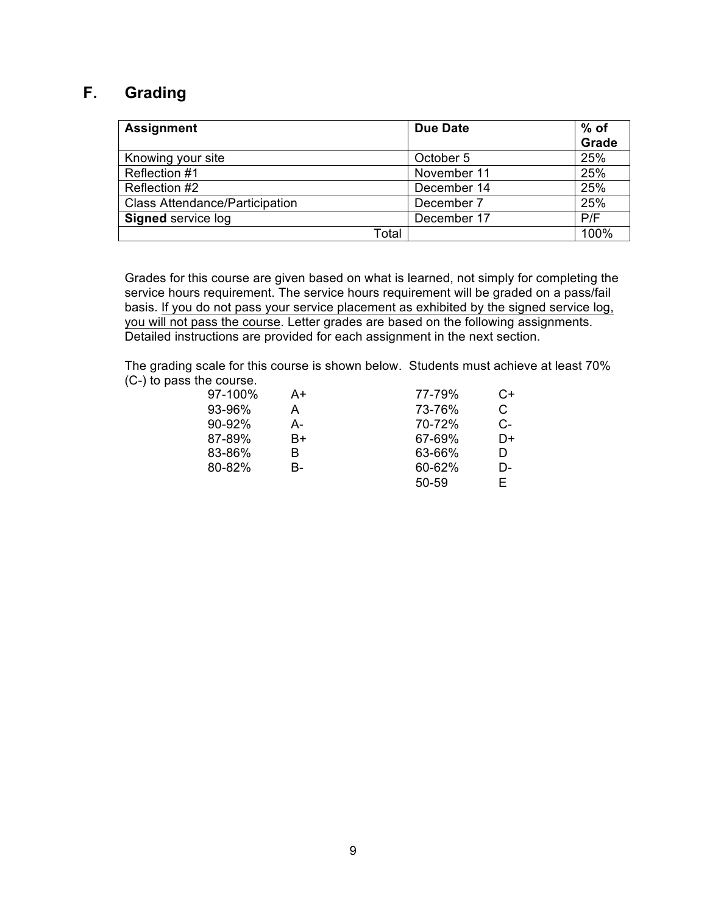## F. Grading

| Assignment | Due Date | % of Grade |
|---|---|---|
| Knowing your site | October 5 | 25% |
| Reflection #1 | November 11 | 25% |
| Reflection #2 | December 14 | 25% |
| Class Attendance/Participation | December 7 | 25% |
| **Signed** service log | December 17 | P/F |
| Total | | 100% |

Grades for this course are given based on what is learned, not simply for completing the service hours requirement. The service hours requirement will be graded on a pass/fail basis. If you do not pass your service placement as exhibited by the signed service log, you will not pass the course. Letter grades are based on the following assignments. Detailed instructions are provided for each assignment in the next section.

The grading scale for this course is shown below. Students must achieve at least 70% (C-) to pass the course.

| | | | |
|---|---|---|---|
| 97-100% | A+ | 77-79% | C+ |
| 93-96% | A | 73-76% | C |
| 90-92% | A- | 70-72% | C- |
| 87-89% | B+ | 67-69% | D+ |
| 83-86% | B | 63-66% | D |
| 80-82% | B- | 60-62% | D- |
| | | 50-59 | E |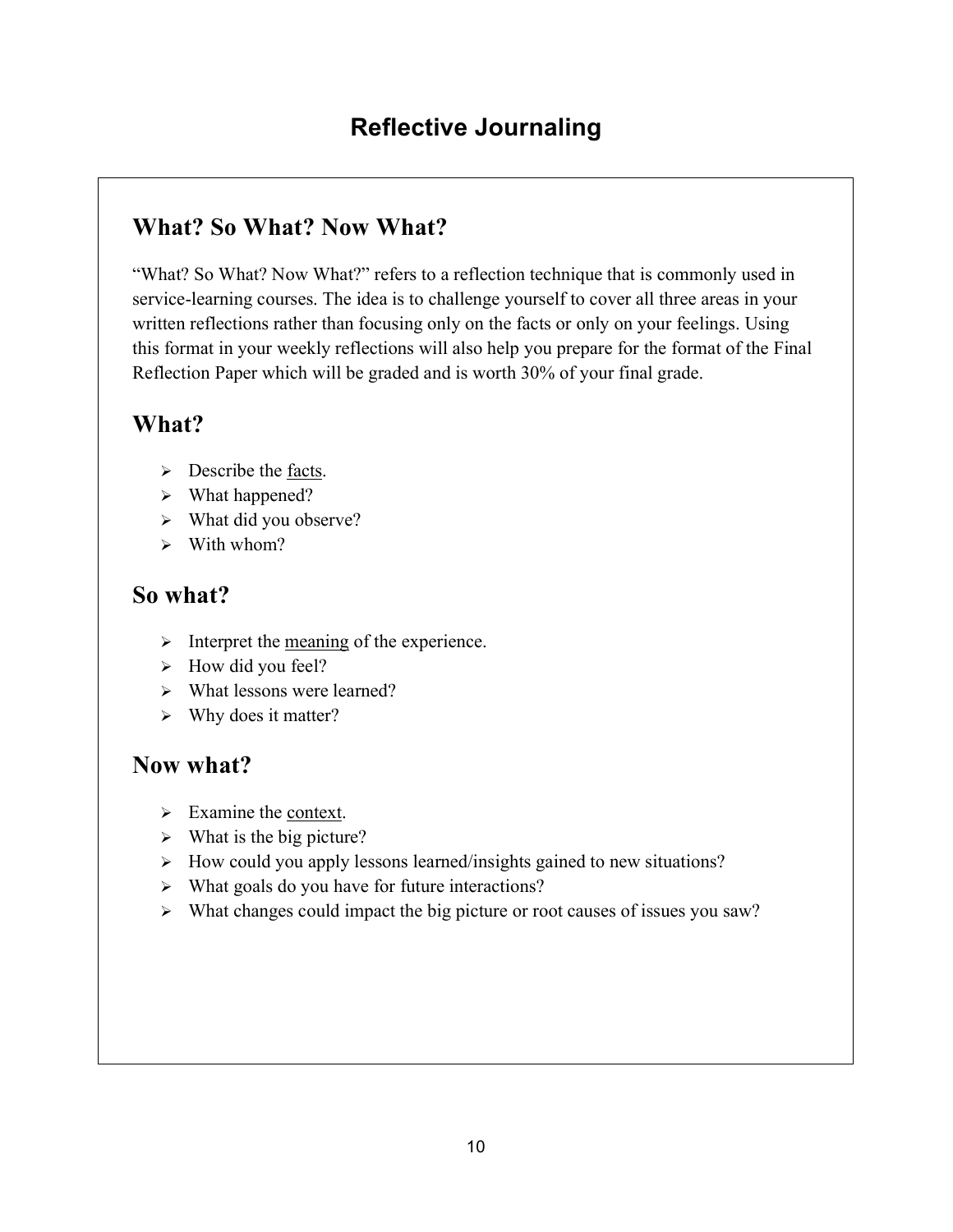# Reflective Journaling

## What? So What? Now What?

"What? So What? Now What?" refers to a reflection technique that is commonly used in service-learning courses. The idea is to challenge yourself to cover all three areas in your written reflections rather than focusing only on the facts or only on your feelings. Using this format in your weekly reflections will also help you prepare for the format of the Final Reflection Paper which will be graded and is worth 30% of your final grade.

## What?

- Describe the <u>facts</u>.
- What happened?
- What did you observe?
- With whom?

## So what?

- Interpret the <u>meaning</u> of the experience.
- How did you feel?
- What lessons were learned?
- Why does it matter?

## Now what?

- Examine the <u>context</u>.
- What is the big picture?
- How could you apply lessons learned/insights gained to new situations?
- What goals do you have for future interactions?
- What changes could impact the big picture or root causes of issues you saw?